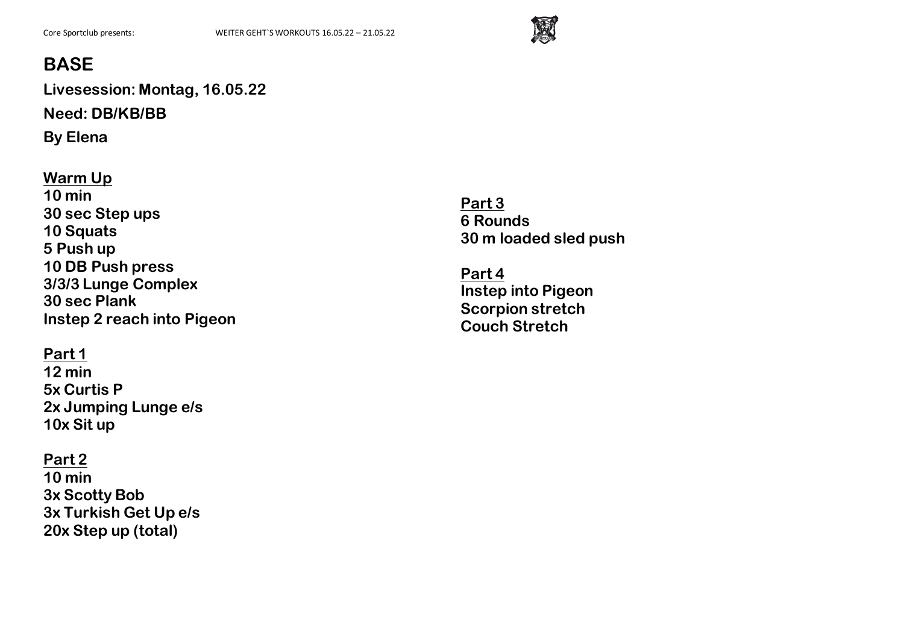Core Sportclub presents: WEITER GEHT`S WORKOUTS 16.05.22 – 21.05.22

# BASE

**Livesession: Montag, 16.05.22**

**Need: DB/KB/BB**

**By Elena**

**Warm Up**
**10 min**
**30 sec Step ups**
**10 Squats**
**5 Push up**
**10 DB Push press**
**3/3/3 Lunge Complex**
**30 sec Plank**
**Instep 2 reach into Pigeon**

**Part 1**
**12 min**
**5x Curtis P**
**2x Jumping Lunge e/s**
**10x Sit up**

**Part 2**
**10 min**
**3x Scotty Bob**
**3x Turkish Get Up e/s**
**20x Step up (total)**

**Part 3**
**6 Rounds**
**30 m loaded sled push**

**Part 4**
**Instep into Pigeon**
**Scorpion stretch**
**Couch Stretch**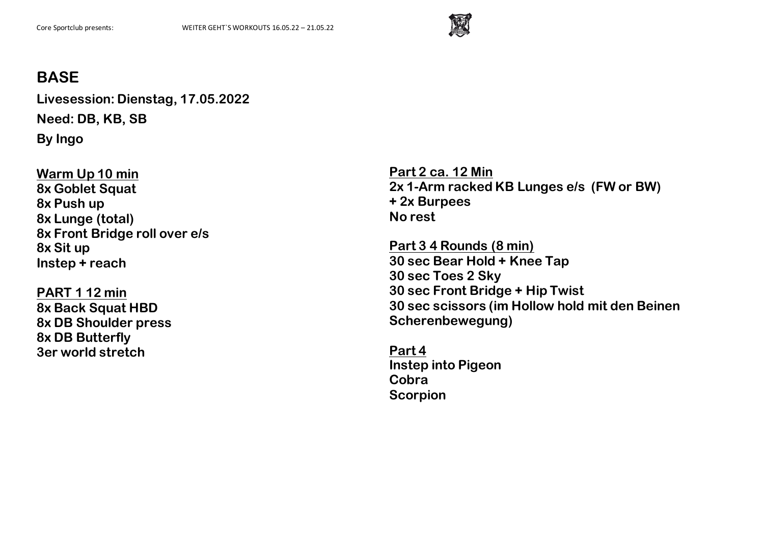## BASE

**Livesession: Dienstag, 17.05.2022**

**Need: DB, KB, SB**

**By Ingo**

**Warm Up 10 min**
**8x Goblet Squat**
**8x Push up**
**8x Lunge (total)**
**8x Front Bridge roll over e/s**
**8x Sit up**
**Instep + reach**

**PART 1 12 min**
**8x Back Squat HBD**
**8x DB Shoulder press**
**8x DB Butterfly**
**3er world stretch**

**Part 2 ca. 12 Min**
**2x 1-Arm racked KB Lunges e/s (FW or BW)**
**+ 2x Burpees**
**No rest**

**Part 3 4 Rounds (8 min)**
**30 sec Bear Hold + Knee Tap**
**30 sec Toes 2 Sky**
**30 sec Front Bridge + Hip Twist**
**30 sec scissors (im Hollow hold mit den Beinen Scherenbewegung)**

**Part 4**
**Instep into Pigeon**
**Cobra**
**Scorpion**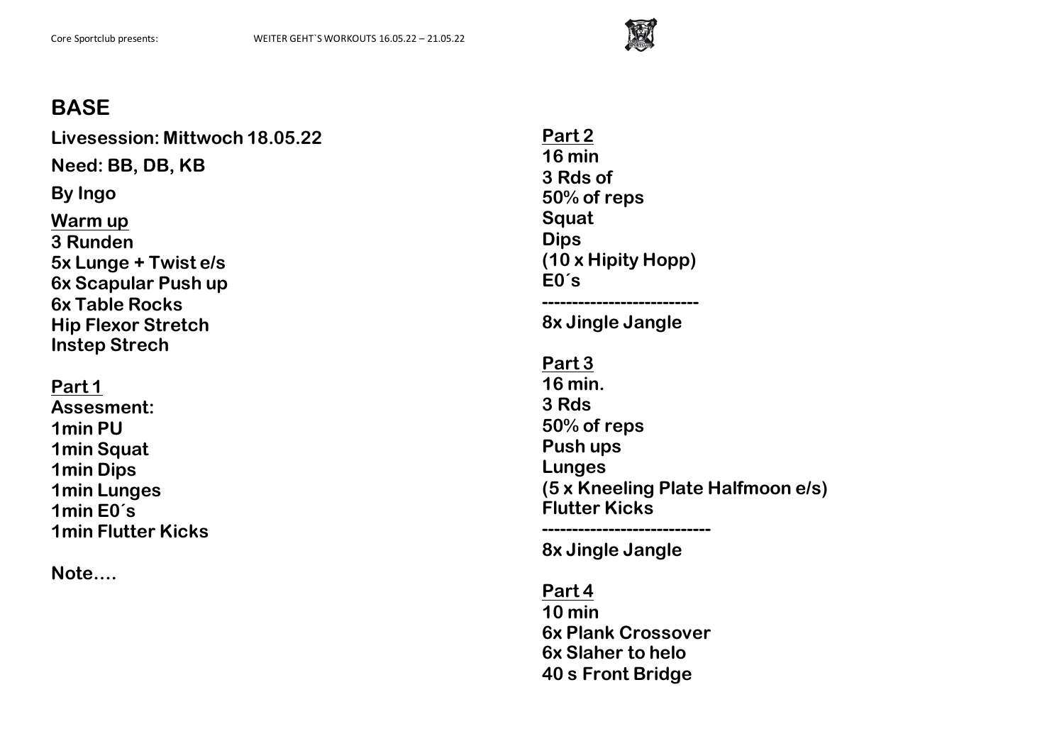# BASE

**Livesession: Mittwoch 18.05.22**

**Need: BB, DB, KB**

**By Ingo**

**Warm up**
**3 Runden**
**5x Lunge + Twist e/s**
**6x Scapular Push up**
**6x Table Rocks**
**Hip Flexor Stretch**
**Instep Strech**

**Part 1**
**Assesment:**
**1min PU**
**1min Squat**
**1min Dips**
**1min Lunges**
**1min E0´s**
**1min Flutter Kicks**

**Note….**

**Part 2**
**16 min**
**3 Rds of**
**50% of reps**
**Squat**
**Dips**
**(10 x Hipity Hopp)**
**E0´s**
**--------------------------**
**8x Jingle Jangle**

**Part 3**
**16 min.**
**3 Rds**
**50% of reps**
**Push ups**
**Lunges**
**(5 x Kneeling Plate Halfmoon e/s)**
**Flutter Kicks**
**----------------------------**
**8x Jingle Jangle**

**Part 4**
**10 min**
**6x Plank Crossover**
**6x Slaher to helo**
**40 s Front Bridge**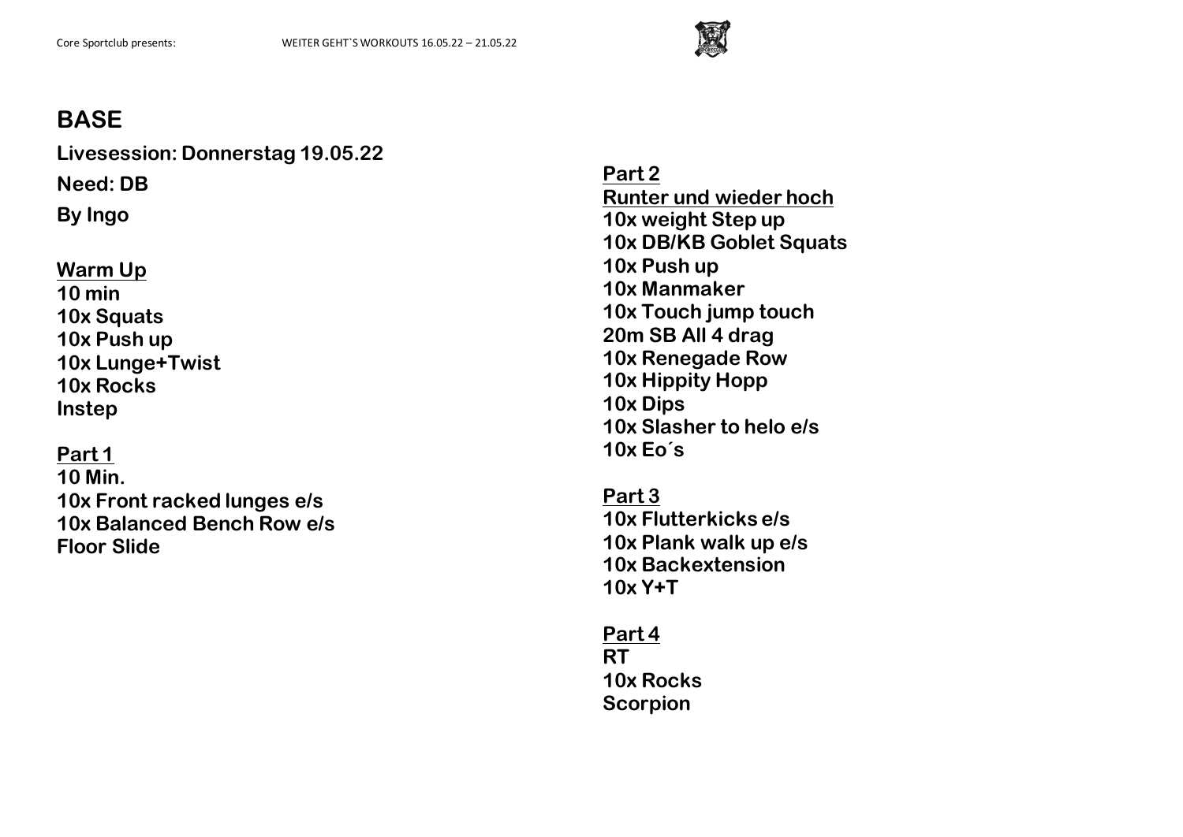# BASE

**Livesession: Donnerstag 19.05.22**

**Need: DB**

**By Ingo**

**Warm Up**
**10 min**
**10x Squats**
**10x Push up**
**10x Lunge+Twist**
**10x Rocks**
**Instep**

**Part 1**
**10 Min.**
**10x Front racked lunges e/s**
**10x Balanced Bench Row e/s**
**Floor Slide**

**Part 2**
**Runter und wieder hoch**
**10x weight Step up**
**10x DB/KB Goblet Squats**
**10x Push up**
**10x Manmaker**
**10x Touch jump touch**
**20m SB All 4 drag**
**10x Renegade Row**
**10x Hippity Hopp**
**10x Dips**
**10x Slasher to helo e/s**
**10x Eo´s**

**Part 3**
**10x Flutterkicks e/s**
**10x Plank walk up e/s**
**10x Backextension**
**10x Y+T**

**Part 4**
**RT**
**10x Rocks**
**Scorpion**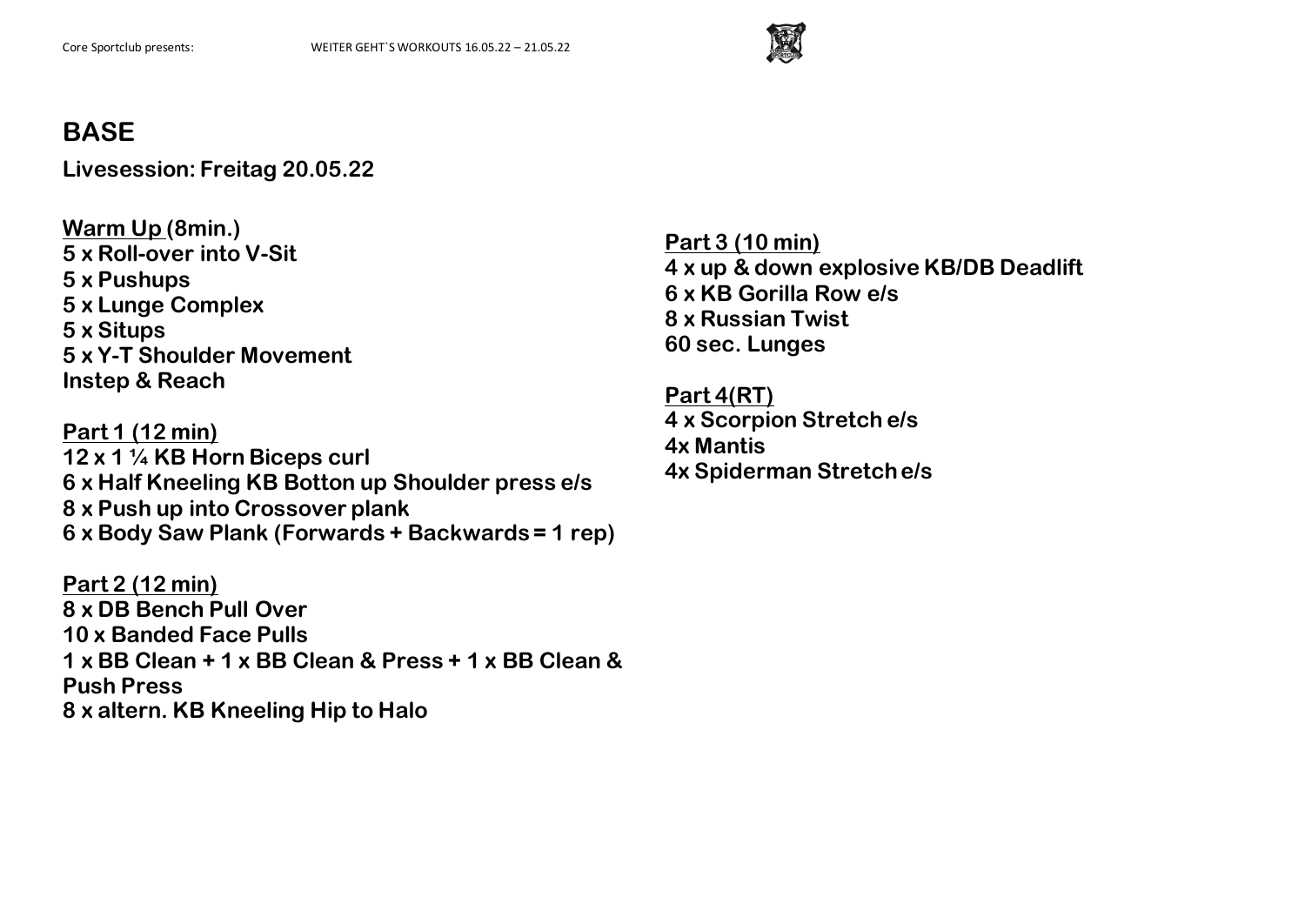## BASE

**Livesession: Freitag 20.05.22**

**Warm Up (8min.)**
**5 x Roll-over into V-Sit**
**5 x Pushups**
**5 x Lunge Complex**
**5 x Situps**
**5 x Y-T Shoulder Movement**
**Instep & Reach**

**Part 1 (12 min)**
**12 x 1 ¼ KB Horn Biceps curl**
**6 x Half Kneeling KB Botton up Shoulder press e/s**
**8 x Push up into Crossover plank**
**6 x Body Saw Plank (Forwards + Backwards = 1 rep)**

**Part 2 (12 min)**
**8 x DB Bench Pull Over**
**10 x Banded Face Pulls**
**1 x BB Clean + 1 x BB Clean & Press + 1 x BB Clean & Push Press**
**8 x altern. KB Kneeling Hip to Halo**

**Part 3 (10 min)**
**4 x up & down explosive KB/DB Deadlift**
**6 x KB Gorilla Row e/s**
**8 x Russian Twist**
**60 sec. Lunges**

**Part 4(RT)**
**4 x Scorpion Stretch e/s**
**4x Mantis**
**4x Spiderman Stretch e/s**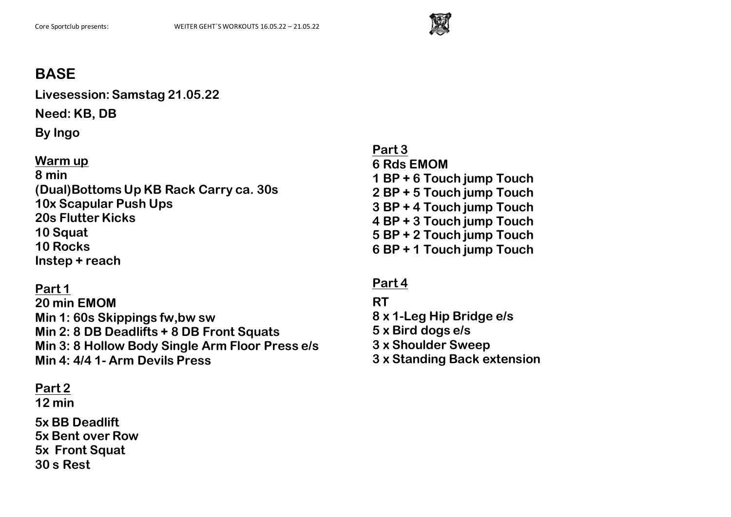# BASE

**Livesession: Samstag 21.05.22**

**Need: KB, DB**

**By Ingo**

## Warm up

**8 min**
**(Dual)Bottoms Up KB Rack Carry ca. 30s**
**10x Scapular Push Ups**
**20s Flutter Kicks**
**10 Squat**
**10 Rocks**
**Instep + reach**

## Part 1

**20 min EMOM**
**Min 1: 60s Skippings fw,bw sw**
**Min 2: 8 DB Deadlifts + 8 DB Front Squats**
**Min 3: 8 Hollow Body Single Arm Floor Press e/s**
**Min 4: 4/4 1- Arm Devils Press**

## Part 2

**12 min**

**5x BB Deadlift**
**5x Bent over Row**
**5x Front Squat**
**30 s Rest**

## Part 3

**6 Rds EMOM**
**1 BP + 6 Touch jump Touch**
**2 BP + 5 Touch jump Touch**
**3 BP + 4 Touch jump Touch**
**4 BP + 3 Touch jump Touch**
**5 BP + 2 Touch jump Touch**
**6 BP + 1 Touch jump Touch**

## Part 4

**RT**
**8 x 1-Leg Hip Bridge e/s**
**5 x Bird dogs e/s**
**3 x Shoulder Sweep**
**3 x Standing Back extension**